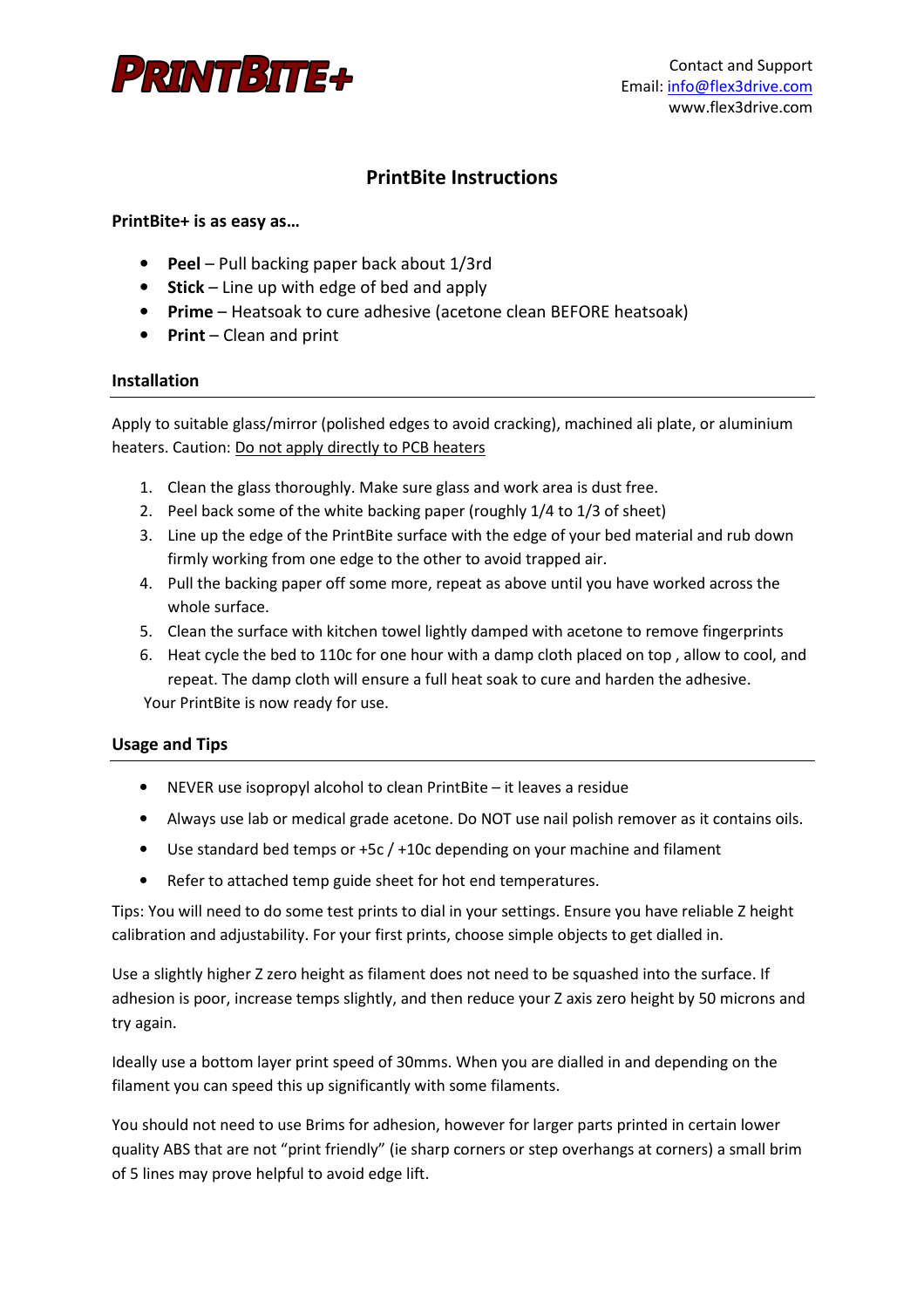# PRINTBITE+

Contact and Support
Email: info@flex3drive.com
www.flex3drive.com

## PrintBite Instructions

**PrintBite+ is as easy as…**

- **Peel** – Pull backing paper back about 1/3rd
- **Stick** – Line up with edge of bed and apply
- **Prime** – Heatsoak to cure adhesive (acetone clean BEFORE heatsoak)
- **Print** – Clean and print

### Installation

Apply to suitable glass/mirror (polished edges to avoid cracking), machined ali plate, or aluminium heaters. Caution: <u>Do not apply directly to PCB heaters</u>

1. Clean the glass thoroughly. Make sure glass and work area is dust free.
2. Peel back some of the white backing paper (roughly 1/4 to 1/3 of sheet)
3. Line up the edge of the PrintBite surface with the edge of your bed material and rub down firmly working from one edge to the other to avoid trapped air.
4. Pull the backing paper off some more, repeat as above until you have worked across the whole surface.
5. Clean the surface with kitchen towel lightly damped with acetone to remove fingerprints
6. Heat cycle the bed to 110c for one hour with a damp cloth placed on top , allow to cool, and repeat. The damp cloth will ensure a full heat soak to cure and harden the adhesive.

Your PrintBite is now ready for use.

### Usage and Tips

- NEVER use isopropyl alcohol to clean PrintBite – it leaves a residue
- Always use lab or medical grade acetone. Do NOT use nail polish remover as it contains oils.
- Use standard bed temps or +5c / +10c depending on your machine and filament
- Refer to attached temp guide sheet for hot end temperatures.

Tips: You will need to do some test prints to dial in your settings. Ensure you have reliable Z height calibration and adjustability. For your first prints, choose simple objects to get dialled in.

Use a slightly higher Z zero height as filament does not need to be squashed into the surface. If adhesion is poor, increase temps slightly, and then reduce your Z axis zero height by 50 microns and try again.

Ideally use a bottom layer print speed of 30mms. When you are dialled in and depending on the filament you can speed this up significantly with some filaments.

You should not need to use Brims for adhesion, however for larger parts printed in certain lower quality ABS that are not "print friendly" (ie sharp corners or step overhangs at corners) a small brim of 5 lines may prove helpful to avoid edge lift.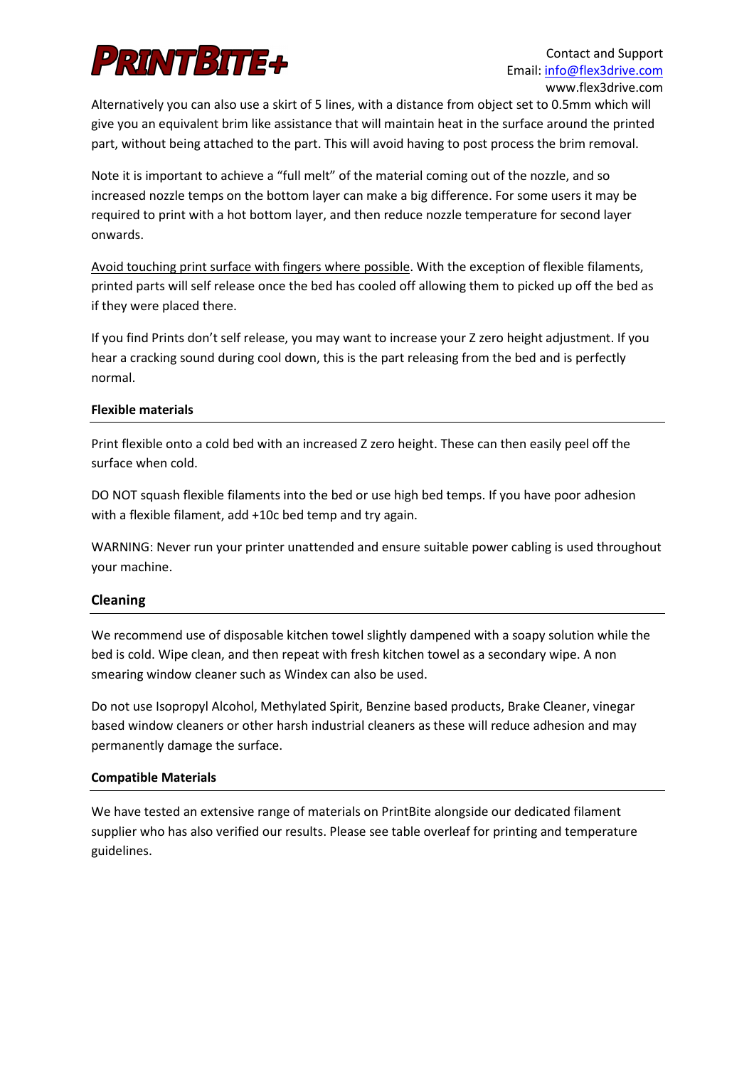Alternatively you can also use a skirt of 5 lines, with a distance from object set to 0.5mm which will give you an equivalent brim like assistance that will maintain heat in the surface around the printed part, without being attached to the part. This will avoid having to post process the brim removal.

Note it is important to achieve a "full melt" of the material coming out of the nozzle, and so increased nozzle temps on the bottom layer can make a big difference. For some users it may be required to print with a hot bottom layer, and then reduce nozzle temperature for second layer onwards.

Avoid touching print surface with fingers where possible. With the exception of flexible filaments, printed parts will self release once the bed has cooled off allowing them to picked up off the bed as if they were placed there.

If you find Prints don't self release, you may want to increase your Z zero height adjustment. If you hear a cracking sound during cool down, this is the part releasing from the bed and is perfectly normal.

**Flexible materials**

Print flexible onto a cold bed with an increased Z zero height. These can then easily peel off the surface when cold.

DO NOT squash flexible filaments into the bed or use high bed temps. If you have poor adhesion with a flexible filament, add +10c bed temp and try again.

WARNING: Never run your printer unattended and ensure suitable power cabling is used throughout your machine.

## Cleaning

We recommend use of disposable kitchen towel slightly dampened with a soapy solution while the bed is cold. Wipe clean, and then repeat with fresh kitchen towel as a secondary wipe. A non smearing window cleaner such as Windex can also be used.

Do not use Isopropyl Alcohol, Methylated Spirit, Benzine based products, Brake Cleaner, vinegar based window cleaners or other harsh industrial cleaners as these will reduce adhesion and may permanently damage the surface.

**Compatible Materials**

We have tested an extensive range of materials on PrintBite alongside our dedicated filament supplier who has also verified our results. Please see table overleaf for printing and temperature guidelines.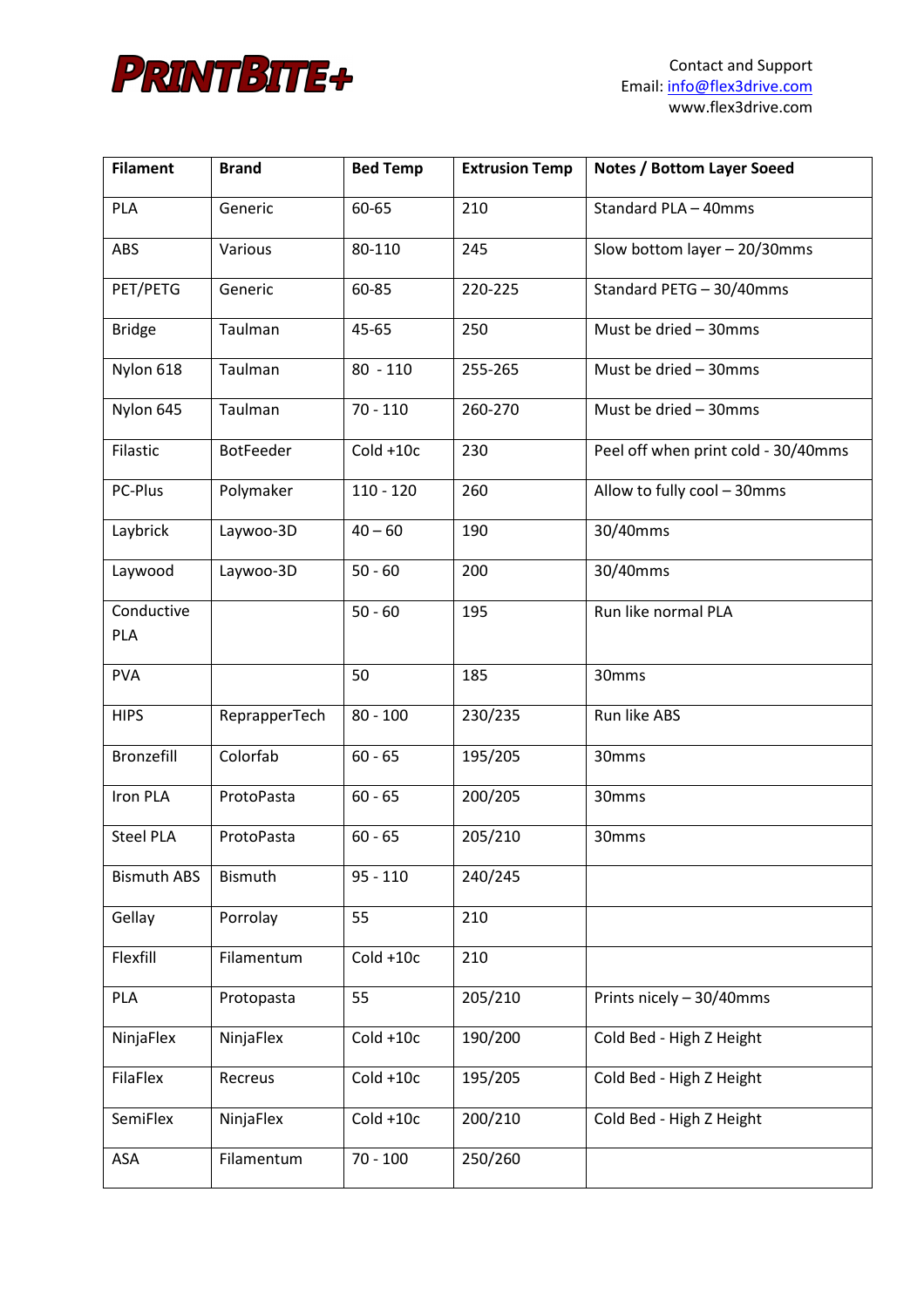# PRINTBITE+

Contact and Support
Email: info@flex3drive.com
www.flex3drive.com

| Filament | Brand | Bed Temp | Extrusion Temp | Notes / Bottom Layer Soeed |
|---|---|---|---|---|
| PLA | Generic | 60-65 | 210 | Standard PLA – 40mms |
| ABS | Various | 80-110 | 245 | Slow bottom layer – 20/30mms |
| PET/PETG | Generic | 60-85 | 220-225 | Standard PETG – 30/40mms |
| Bridge | Taulman | 45-65 | 250 | Must be dried – 30mms |
| Nylon 618 | Taulman | 80 - 110 | 255-265 | Must be dried – 30mms |
| Nylon 645 | Taulman | 70 - 110 | 260-270 | Must be dried – 30mms |
| Filastic | BotFeeder | Cold +10c | 230 | Peel off when print cold - 30/40mms |
| PC-Plus | Polymaker | 110 - 120 | 260 | Allow to fully cool – 30mms |
| Laybrick | Laywoo-3D | 40 – 60 | 190 | 30/40mms |
| Laywood | Laywoo-3D | 50 - 60 | 200 | 30/40mms |
| Conductive PLA | | 50 - 60 | 195 | Run like normal PLA |
| PVA | | 50 | 185 | 30mms |
| HIPS | ReprapperTech | 80 - 100 | 230/235 | Run like ABS |
| Bronzefill | Colorfab | 60 - 65 | 195/205 | 30mms |
| Iron PLA | ProtoPasta | 60 - 65 | 200/205 | 30mms |
| Steel PLA | ProtoPasta | 60 - 65 | 205/210 | 30mms |
| Bismuth ABS | Bismuth | 95 - 110 | 240/245 | |
| Gellay | Porrolay | 55 | 210 | |
| Flexfill | Filamentum | Cold +10c | 210 | |
| PLA | Protopasta | 55 | 205/210 | Prints nicely – 30/40mms |
| NinjaFlex | NinjaFlex | Cold +10c | 190/200 | Cold Bed - High Z Height |
| FilaFlex | Recreus | Cold +10c | 195/205 | Cold Bed - High Z Height |
| SemiFlex | NinjaFlex | Cold +10c | 200/210 | Cold Bed - High Z Height |
| ASA | Filamentum | 70 - 100 | 250/260 | |